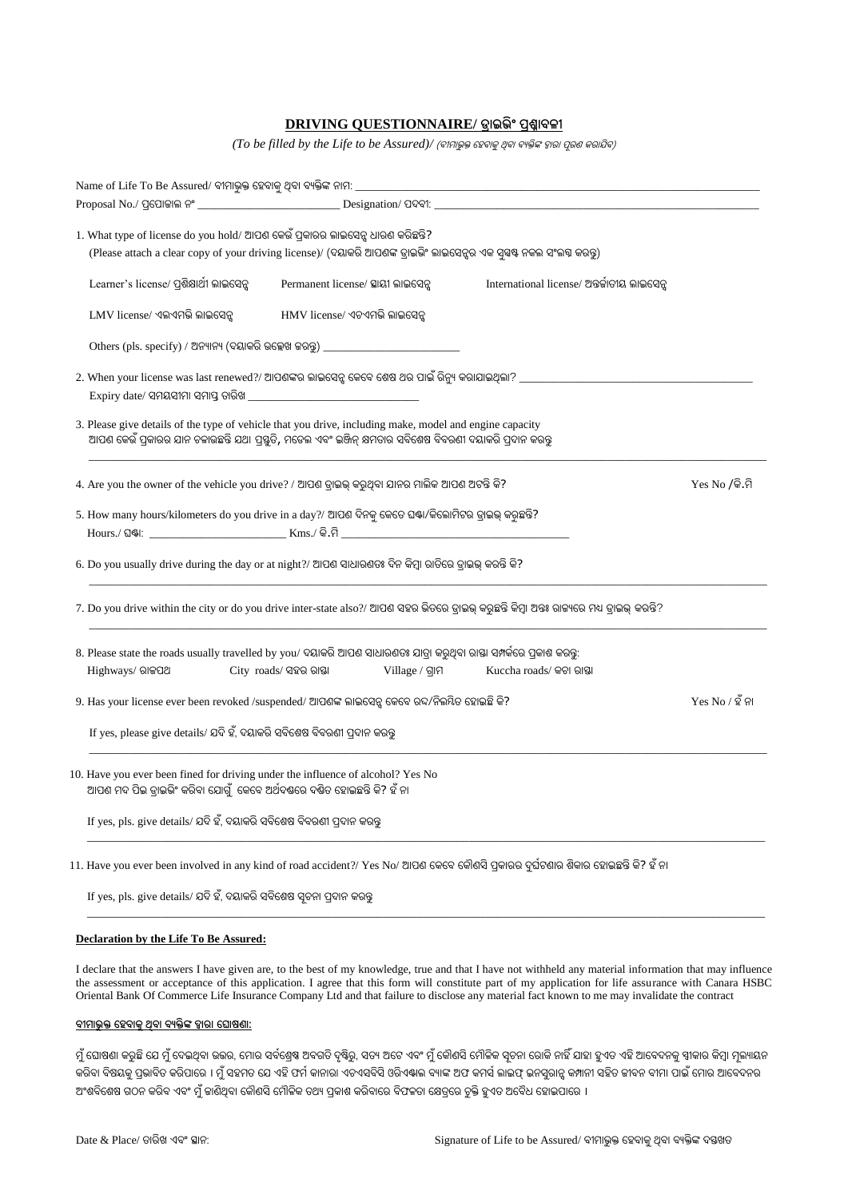# **DRIVING QUESTIONNAIRE/ ଡ୍ରାଇଭିଂ ପ୍ରଶ୍ନାବଳୀ**

*(To be filled by the Life to be Assured)/ (ବୀମାଭୁକ୍ତ ହେବାକୁ ଥିବା ବ୍ୟକ୍ତିଙ୍କ ଦ୍ୱାରା ପୂରଣ କରାଯିବ)*

Name of Life To Be Assured/ ବୀମାଭୁକ୍ତ ହେବାକୁ ଥିବା ବ୍ୟକ୍ତିଙ୍କ ନାମ: ____________________

Proposal No./ ପ୍ରପୋଜାଲ ନଂ ____________________ Designation/ ପଦବୀ: ____________________

1. What type of license do you hold/ ଆପଣ କେଉଁ ପ୍ରକାରର ଲାଇସେନ୍ସ ଧାରଣ କରିଛନ୍ତି?
   (Please attach a clear copy of your driving license)/ (ଦୟାକରି ଆପଣଙ୍କ ଡ୍ରାଇଭିଂ ଲାଇସେନ୍ସର ଏକ ସୁସ୍ପଷ୍ଟ ନକଲ ସଂଲଗ୍ନ କରନ୍ତୁ)

   Learner's license/ ପ୍ରଶିକ୍ଷାର୍ଥୀ ଲାଇସେନ୍ସ    Permanent license/ ସ୍ଥାୟୀ ଲାଇସେନ୍ସ    International license/ ଅନ୍ତର୍ଜାତୀୟ ଲାଇସେନ୍ସ

   LMV license/ ଏଲଏମଭି ଲାଇସେନ୍ସ    HMV license/ ଏଚଏମଭି ଲାଇସେନ୍ସ

   Others (pls. specify) / ଅନ୍ୟାନ୍ୟ (ଦୟାକରି ଉଲ୍ଲେଖ କରନ୍ତୁ) ____________________

2. When your license was last renewed?/ ଆପଣଙ୍କର ଲାଇସେନ୍ସ କେବେ ଶେଷ ଥର ପାଇଁ ରିନ୍ୟୁ କରାଯାଇଥିଲା? ____________________
   Expiry date/ ସମୟସୀମା ସମାପ୍ତ ତାରିଖ ____________________

3. Please give details of the type of vehicle that you drive, including make, model and engine capacity
   ଆପଣ କେଉଁ ପ୍ରକାରର ଯାନ ଚଳାଉଛନ୍ତି ଯଥା ପ୍ରସ୍ତୁତି, ମଡେଲ ଏବଂ ଇଞ୍ଜିନ୍ କ୍ଷମତାର ସବିଶେଷ ବିବରଣୀ ଦୟାକରି ପ୍ରଦାନ କରନ୍ତୁ
   ____________________

4. Are you the owner of the vehicle you drive? / ଆପଣ ଡ୍ରାଇଭ୍ କରୁଥିବା ଯାନର ମାଲିକ ଆପଣ ଅଟନ୍ତି କି? Yes No /କି.ମି

5. How many hours/kilometers do you drive in a day?/ ଆପଣ ଦିନକୁ କେତେ ଘଣ୍ଟା/କିଲୋମିଟର ଡ୍ରାଇଭ୍ କରୁଛନ୍ତି?
   Hours./ ଘଣ୍ଟା: ____________________ Kms./ କି.ମି ____________________

6. Do you usually drive during the day or at night?/ ଆପଣ ସାଧାରଣତଃ ଦିନ କିମ୍ବା ରାତିରେ ଡ୍ରାଇଭ୍ କରନ୍ତି କି?
   ____________________

7. Do you drive within the city or do you drive inter-state also?/ ଆପଣ ସହର ଭିତରେ ଡ୍ରାଇଭ୍ କରୁଛନ୍ତି କିମ୍ବା ଅନ୍ତଃ ରାଜ୍ୟରେ ମଧ୍ୟ ଡ୍ରାଇଭ୍ କରନ୍ତି?
   ____________________

8. Please state the roads usually travelled by you/ ଦୟାକରି ଆପଣ ସାଧାରଣତଃ ଯାତ୍ରା କରୁଥିବା ରାସ୍ତା ସମ୍ପର୍କରେ ପ୍ରକାଶ କରନ୍ତୁ:
   Highways/ ରାଜପଥ    City roads/ ସହର ରାସ୍ତା    Village / ଗ୍ରାମ    Kuccha roads/ କଚ୍ଚା ରାସ୍ତା

9. Has your license ever been revoked /suspended/ ଆପଣଙ୍କ ଲାଇସେନ୍ସ କେବେ ରଦ୍ଦ/ନିଲମ୍ବିତ ହୋଇଛି କି? Yes No / ହଁ ନା

   If yes, please give details/ ଯଦି ହଁ, ଦୟାକରି ସବିଶେଷ ବିବରଣୀ ପ୍ରଦାନ କରନ୍ତୁ
   ____________________

10. Have you ever been fined for driving under the influence of alcohol? Yes No
    ଆପଣ ମଦ ପିଇ ଡ୍ରାଇଭିଂ କରିବା ଯୋଗୁଁ କେବେ ଅର୍ଥଦଣ୍ଡରେ ଦଣ୍ଡିତ ହୋଇଛନ୍ତି କି? ହଁ ନା

    If yes, pls. give details/ ଯଦି ହଁ, ଦୟାକରି ସବିଶେଷ ବିବରଣୀ ପ୍ରଦାନ କରନ୍ତୁ
    ____________________

11. Have you ever been involved in any kind of road accident?/ Yes No/ ଆପଣ କେବେ କୌଣସି ପ୍ରକାରର ଦୁର୍ଘଟଣାର ଶିକାର ହୋଇଛନ୍ତି କି? ହଁ ନା

    If yes, pls. give details/ ଯଦି ହଁ, ଦୟାକରି ସବିଶେଷ ସୂଚନା ପ୍ରଦାନ କରନ୍ତୁ
    ____________________

**Declaration by the Life To Be Assured:**

I declare that the answers I have given are, to the best of my knowledge, true and that I have not withheld any material information that may influence the assessment or acceptance of this application. I agree that this form will constitute part of my application for life assurance with Canara HSBC Oriental Bank Of Commerce Life Insurance Company Ltd and that failure to disclose any material fact known to me may invalidate the contract

**ବୀମାଭୁକ୍ତ ହେବାକୁ ଥିବା ବ୍ୟକ୍ତିଙ୍କ ଦ୍ୱାରା ଘୋଷଣା:**

ମୁଁ ଘୋଷଣା କରୁଛି ଯେ ମୁଁ ଦେଇଥିବା ଉତ୍ତର, ମୋର ସର୍ବଶ୍ରେଷ୍ଠ ଅବଗତି ଦୃଷ୍ଟିରୁ, ସତ୍ୟ ଅଟେ ଏବଂ ମୁଁ କୌଣସି ମୌଳିକ ସୂଚନା ରୋକି ନାହିଁ ଯାହା ହୁଏତ ଏହି ଆବେଦନକୁ ସ୍ୱୀକାର କିମ୍ବା ମୂଲ୍ୟାୟନ କରିବା ବିଷୟକୁ ପ୍ରଭାବିତ କରିପାରେ । ମୁଁ ସହମତ ଯେ ଏହି ଫର୍ମ କାନାରା ଏଚଏସବିସି ଓରିଏଣ୍ଟାଲ ବ୍ୟାଙ୍କ ଅଫ କମର୍ସ ଲାଇଫ୍ ଇନସ୍ୟୁରାନ୍ସ କମ୍ପାନୀ ସହିତ ଜୀବନ ବୀମା ପାଇଁ ମୋର ଆବେଦନର ଅଂଶବିଶେଷ ଗଠନ କରିବ ଏବଂ ମୁଁ ଜାଣିଥିବା କୌଣସି ମୌଳିକ ତଥ୍ୟ ପ୍ରକାଶ କରିବାରେ ବିଫଳତା କ୍ଷେତ୍ରରେ ଚୁକ୍ତି ହୁଏତ ଅବୈଧ ହୋଇପାରେ ।

Date & Place/ ତାରିଖ ଏବଂ ସ୍ଥାନ:

Signature of Life to be Assured/ ବୀମାଭୁକ୍ତ ହେବାକୁ ଥିବା ବ୍ୟକ୍ତିଙ୍କ ଦସ୍ତଖତ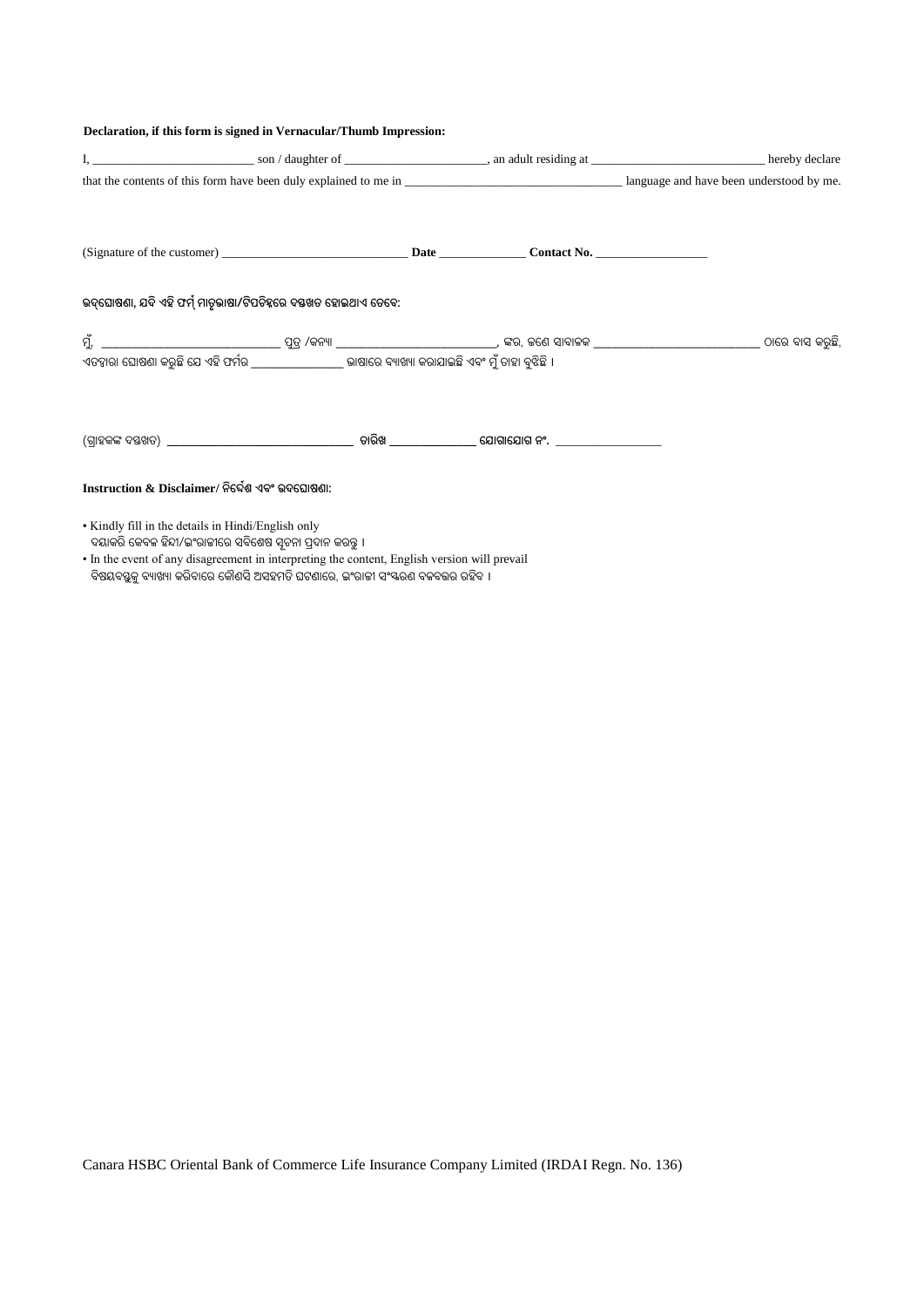**Declaration, if this form is signed in Vernacular/Thumb Impression:**

I, __________________________ son / daughter of _______________________, an adult residing at ____________________________ hereby declare that the contents of this form have been duly explained to me in ____________________________________ language and have been understood by me.

(Signature of the customer) ______________________________ **Date** ______________ **Contact No.** __________________

**ଉଦ୍‌ଘୋଷଣା, ଯଦି ଏହି ଫର୍ମ୍ ମାତୃଭାଷା/ଟିପଚିହ୍ନରେ ଦସ୍ତଖତ ହୋଇଥାଏ ତେବେ:**

ମୁଁ ______________________________ ପୁତ୍ର /କନ୍ୟା __________________________, ଙ୍କର, ଜଣେ ସାବାଳକ ____________________________ ଠାରେ ବାସ କରୁଛି, ଏତଦ୍ୱାରା ଘୋଷଣା କରୁଛି ଯେ ଏହି ଫର୍ମର _______________ ଭାଷାରେ ବ୍ୟାଖ୍ୟା କରାଯାଇଛି ଏବଂ ମୁଁ ତାହା ବୁଝିଛି ।

(ଗ୍ରାହକଙ୍କ ଦସ୍ତଖତ) ______________________________ ତାରିଖ _______________ ଯୋଗାଯୋଗ ନଂ. _________________

**Instruction & Disclaimer/ ନିର୍ଦ୍ଦେଶ ଏବଂ ଉଦଘୋଷଣା:**

- Kindly fill in the details in Hindi/English only
  ଦୟାକରି କେବଳ ହିନ୍ଦୀ/ଇଂରାଜୀରେ ସବିଶେଷ ସୂଚନା ପ୍ରଦାନ କରନ୍ତୁ ।
- In the event of any disagreement in interpreting the content, English version will prevail
  ବିଷୟବସ୍ତୁକୁ ବ୍ୟାଖ୍ୟା କରିବାରେ କୌଣସି ଅସହମତି ଘଟଣାରେ, ଇଂରାଜୀ ସଂସ୍କରଣ ବଳବତ୍ତର ରହିବ ।

Canara HSBC Oriental Bank of Commerce Life Insurance Company Limited (IRDAI Regn. No. 136)